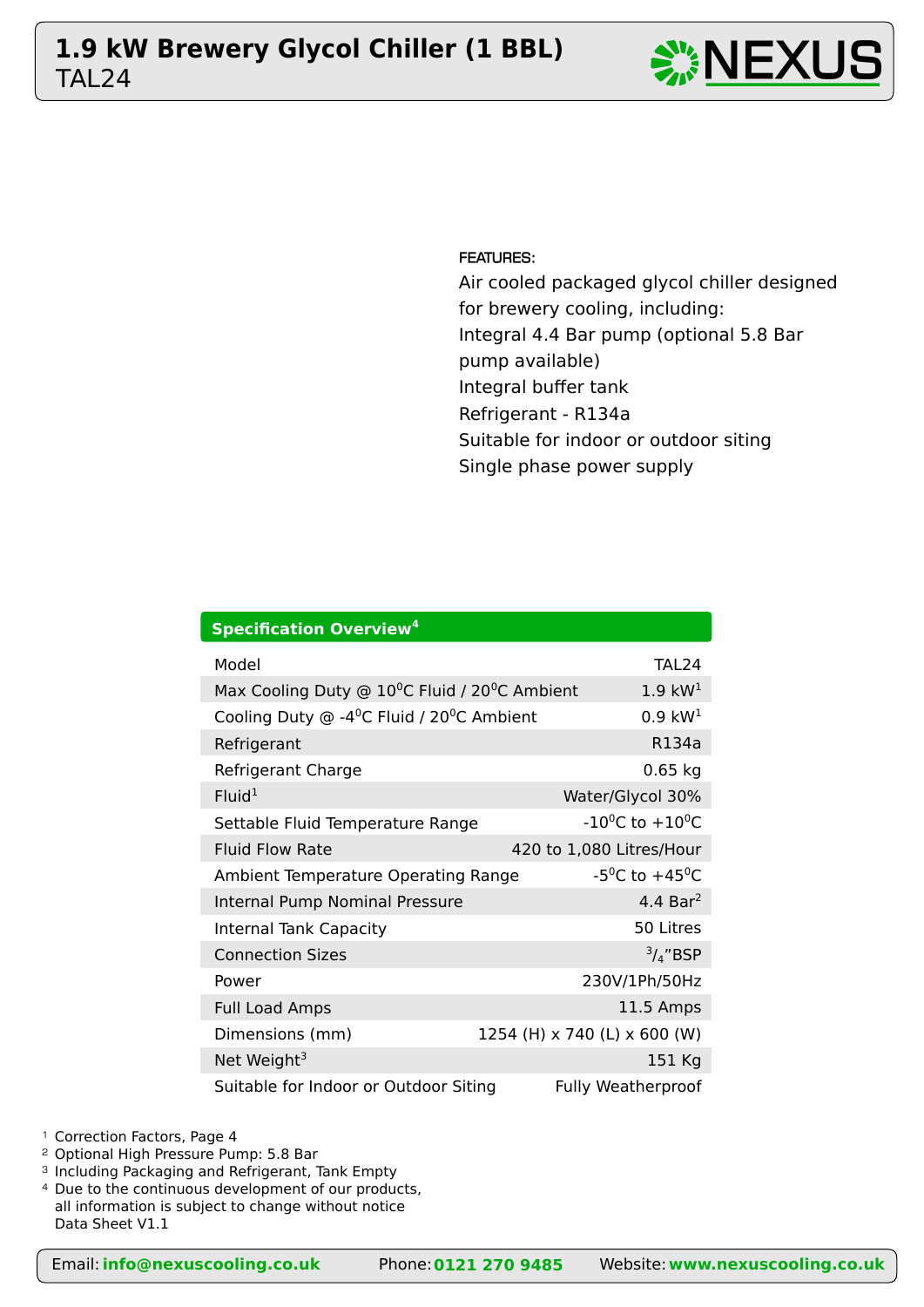# 1.9 kW Brewery Glycol Chiller (1 BBL)

TAL24

NEXUS

FEATURES:

Air cooled packaged glycol chiller designed for brewery cooling, including:

Integral 4.4 Bar pump (optional 5.8 Bar pump available)

Integral buffer tank

Refrigerant - R134a

Suitable for indoor or outdoor siting

Single phase power supply

| Specification Overview[4] | |
|---|---|
| Model | TAL24 |
| Max Cooling Duty @ $10^0$C Fluid / $20^0$C Ambient | 1.9 kW[1] |
| Cooling Duty @ -$4^0$C Fluid / $20^0$C Ambient | 0.9 kW[1] |
| Refrigerant | R134a |
| Refrigerant Charge | 0.65 kg |
| Fluid[1] | Water/Glycol 30% |
| Settable Fluid Temperature Range | -$10^0$C to +$10^0$C |
| Fluid Flow Rate | 420 to 1,080 Litres/Hour |
| Ambient Temperature Operating Range | -$5^0$C to +$45^0$C |
| Internal Pump Nominal Pressure | 4.4 Bar[2] |
| Internal Tank Capacity | 50 Litres |
| Connection Sizes | $^3/_4$"BSP |
| Power | 230V/1Ph/50Hz |
| Full Load Amps | 11.5 Amps |
| Dimensions (mm) | 1254 (H) x 740 (L) x 600 (W) |
| Net Weight[3] | 151 Kg |
| Suitable for Indoor or Outdoor Siting | Fully Weatherproof |

[1] Correction Factors, Page 4
[2] Optional High Pressure Pump: 5.8 Bar
[3] Including Packaging and Refrigerant, Tank Empty
[4] Due to the continuous development of our products, all information is subject to change without notice
Data Sheet V1.1

Email: **info@nexuscooling.co.uk** Phone: **0121 270 9485** Website: **www.nexuscooling.co.uk**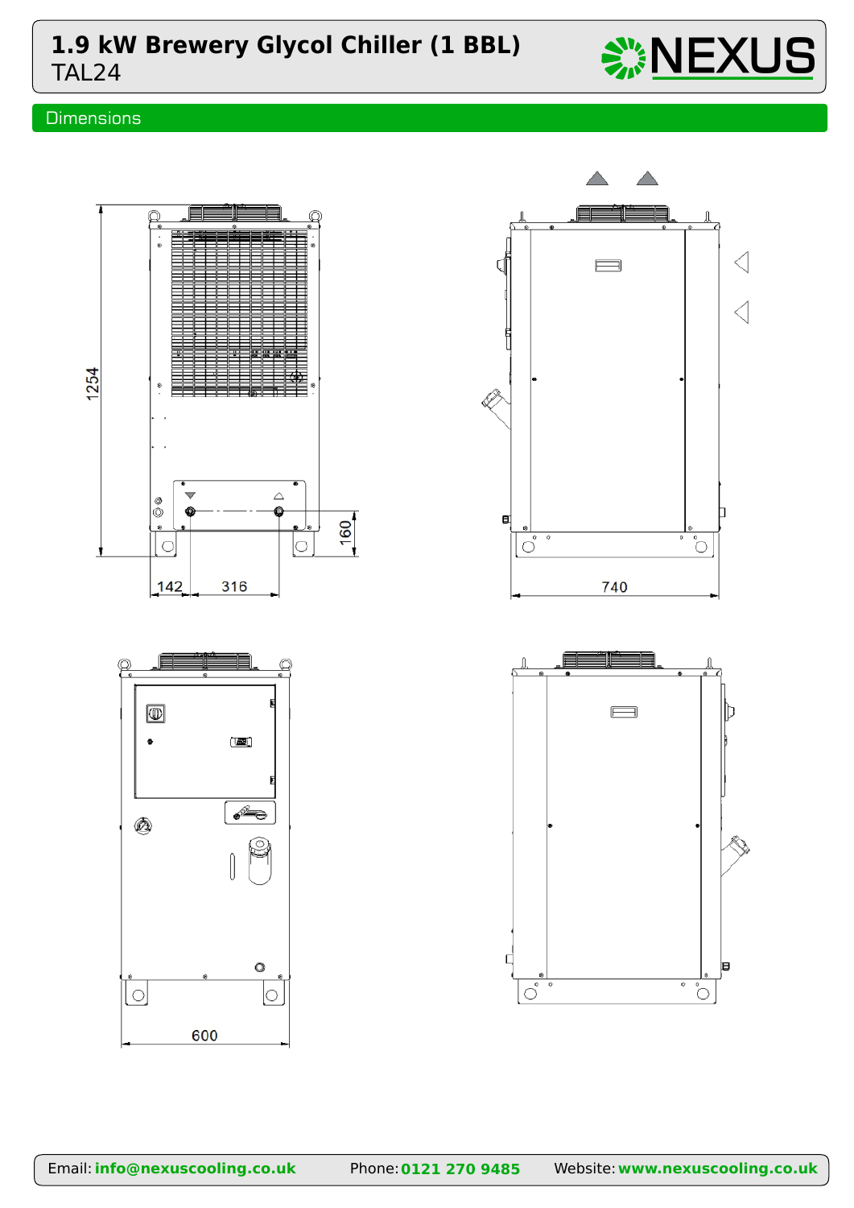# 1.9 kW Brewery Glycol Chiller (1 BBL)

TAL24

## Dimensions

1254

160

142

316

740

600

Email: **info@nexuscooling.co.uk** Phone: **0121 270 9485** Website: **www.nexuscooling.co.uk**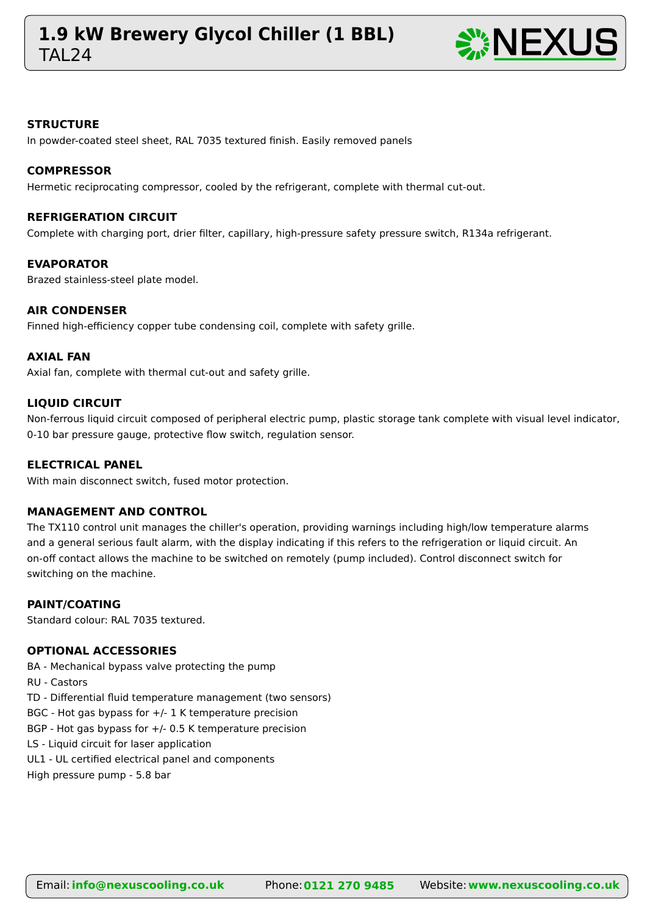# 1.9 kW Brewery Glycol Chiller (1 BBL)

TAL24

### STRUCTURE

In powder-coated steel sheet, RAL 7035 textured finish. Easily removed panels

### COMPRESSOR

Hermetic reciprocating compressor, cooled by the refrigerant, complete with thermal cut-out.

### REFRIGERATION CIRCUIT

Complete with charging port, drier filter, capillary, high-pressure safety pressure switch, R134a refrigerant.

### EVAPORATOR

Brazed stainless-steel plate model.

### AIR CONDENSER

Finned high-efficiency copper tube condensing coil, complete with safety grille.

### AXIAL FAN

Axial fan, complete with thermal cut-out and safety grille.

### LIQUID CIRCUIT

Non-ferrous liquid circuit composed of peripheral electric pump, plastic storage tank complete with visual level indicator, 0-10 bar pressure gauge, protective flow switch, regulation sensor.

### ELECTRICAL PANEL

With main disconnect switch, fused motor protection.

### MANAGEMENT AND CONTROL

The TX110 control unit manages the chiller's operation, providing warnings including high/low temperature alarms and a general serious fault alarm, with the display indicating if this refers to the refrigeration or liquid circuit. An on-off contact allows the machine to be switched on remotely (pump included). Control disconnect switch for switching on the machine.

### PAINT/COATING

Standard colour: RAL 7035 textured.

### OPTIONAL ACCESSORIES

BA - Mechanical bypass valve protecting the pump
RU - Castors
TD - Differential fluid temperature management (two sensors)
BGC - Hot gas bypass for +/- 1 K temperature precision
BGP - Hot gas bypass for +/- 0.5 K temperature precision
LS - Liquid circuit for laser application
UL1 - UL certified electrical panel and components
High pressure pump - 5.8 bar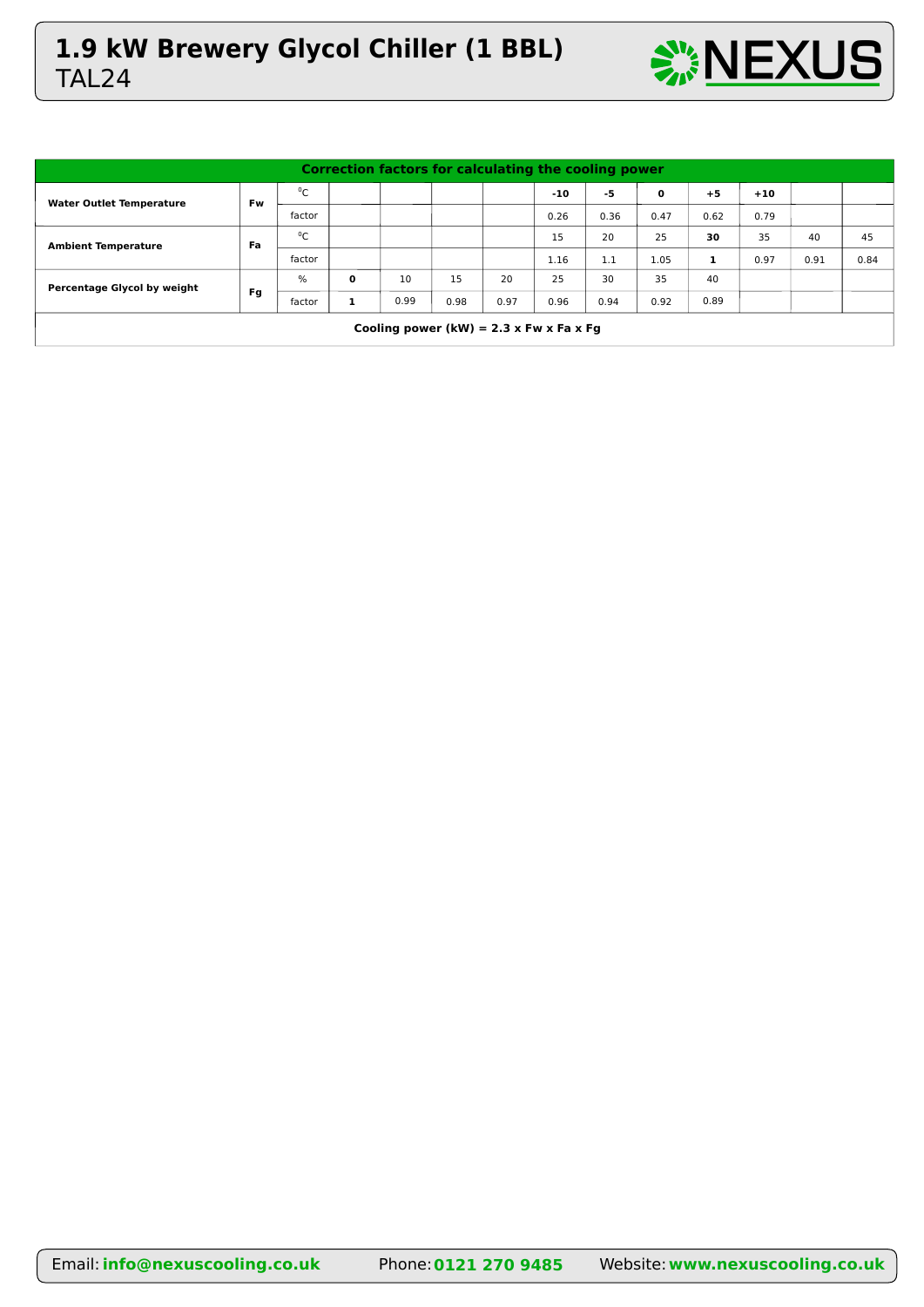**Correction factors for calculating the cooling power**

| | | | | | | | | | | | | | |
|---|---|---|---|---|---|---|---|---|---|---|---|---|---|
| **Water Outlet Temperature** | **Fw** | °C | | | | | **-10** | **-5** | **0** | **+5** | **+10** | | |
| | | factor | | | | | 0.26 | 0.36 | 0.47 | 0.62 | 0.79 | | |
| **Ambient Temperature** | **Fa** | °C | | | | | 15 | 20 | 25 | **30** | 35 | 40 | 45 |
| | | factor | | | | | 1.16 | 1.1 | 1.05 | **1** | 0.97 | 0.91 | 0.84 |
| **Percentage Glycol by weight** | **Fg** | % | **0** | 10 | 15 | 20 | 25 | 30 | 35 | 40 | | | |
| | | factor | **1** | 0.99 | 0.98 | 0.97 | 0.96 | 0.94 | 0.92 | 0.89 | | | |

**Cooling power (kW) = 2.3 x Fw x Fa x Fg**